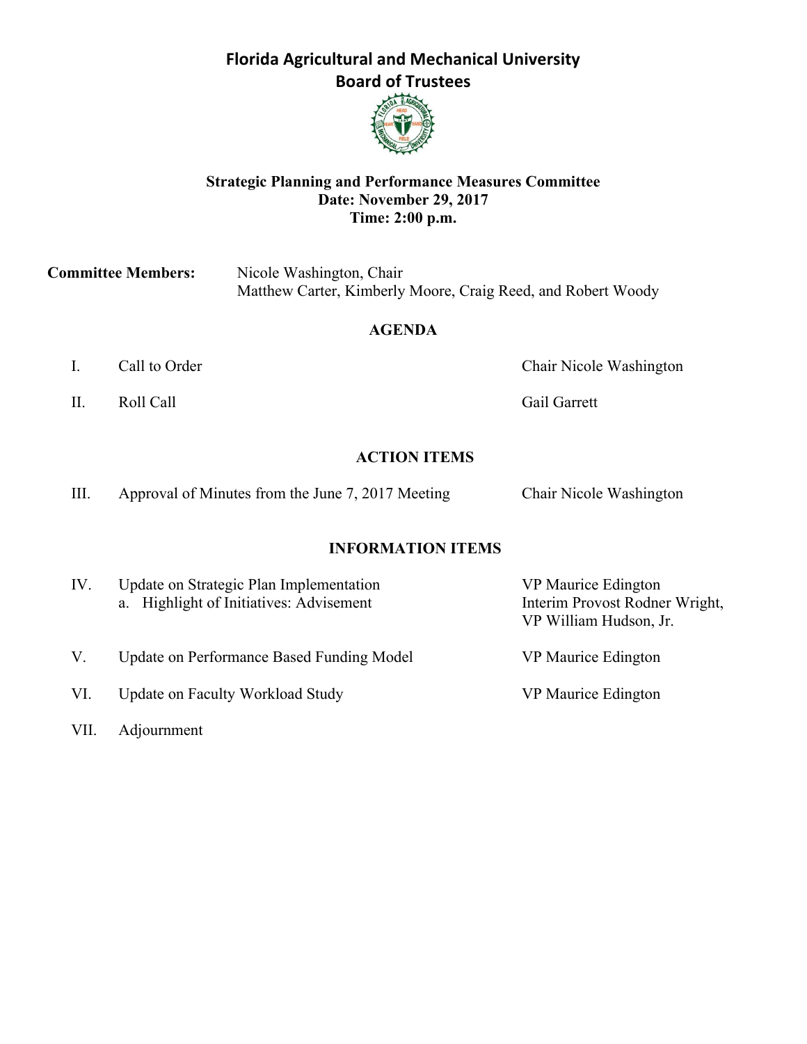# Florida Agricultural and Mechanical University
## Board of Trustees

**Strategic Planning and Performance Measures Committee**
**Date: November 29, 2017**
**Time: 2:00 p.m.**

**Committee Members:** Nicole Washington, Chair
Matthew Carter, Kimberly Moore, Craig Reed, and Robert Woody

### AGENDA

| | | |
|---|---|---|
| I. | Call to Order | Chair Nicole Washington |
| II. | Roll Call | Gail Garrett |

### ACTION ITEMS

| | | |
|---|---|---|
| III. | Approval of Minutes from the June 7, 2017 Meeting | Chair Nicole Washington |

### INFORMATION ITEMS

| | | |
|---|---|---|
| IV. | Update on Strategic Plan Implementation | VP Maurice Edington |
| | a. Highlight of Initiatives: Advisement | Interim Provost Rodner Wright, VP William Hudson, Jr. |
| V. | Update on Performance Based Funding Model | VP Maurice Edington |
| VI. | Update on Faculty Workload Study | VP Maurice Edington |
| VII. | Adjournment | |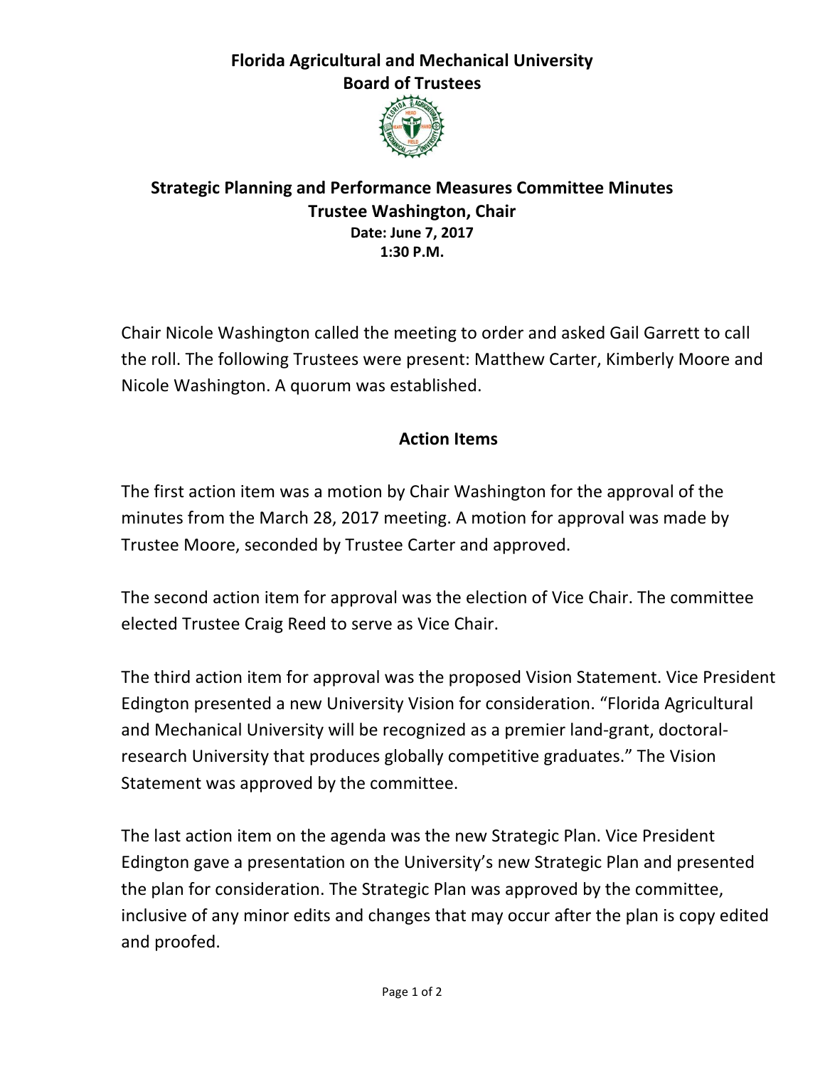# Florida Agricultural and Mechanical University
## Board of Trustees

### Strategic Planning and Performance Measures Committee Minutes
### Trustee Washington, Chair
**Date: June 7, 2017**
**1:30 P.M.**

Chair Nicole Washington called the meeting to order and asked Gail Garrett to call the roll. The following Trustees were present: Matthew Carter, Kimberly Moore and Nicole Washington. A quorum was established.

### Action Items

The first action item was a motion by Chair Washington for the approval of the minutes from the March 28, 2017 meeting. A motion for approval was made by Trustee Moore, seconded by Trustee Carter and approved.

The second action item for approval was the election of Vice Chair. The committee elected Trustee Craig Reed to serve as Vice Chair.

The third action item for approval was the proposed Vision Statement. Vice President Edington presented a new University Vision for consideration. "Florida Agricultural and Mechanical University will be recognized as a premier land-grant, doctoral-research University that produces globally competitive graduates." The Vision Statement was approved by the committee.

The last action item on the agenda was the new Strategic Plan. Vice President Edington gave a presentation on the University's new Strategic Plan and presented the plan for consideration. The Strategic Plan was approved by the committee, inclusive of any minor edits and changes that may occur after the plan is copy edited and proofed.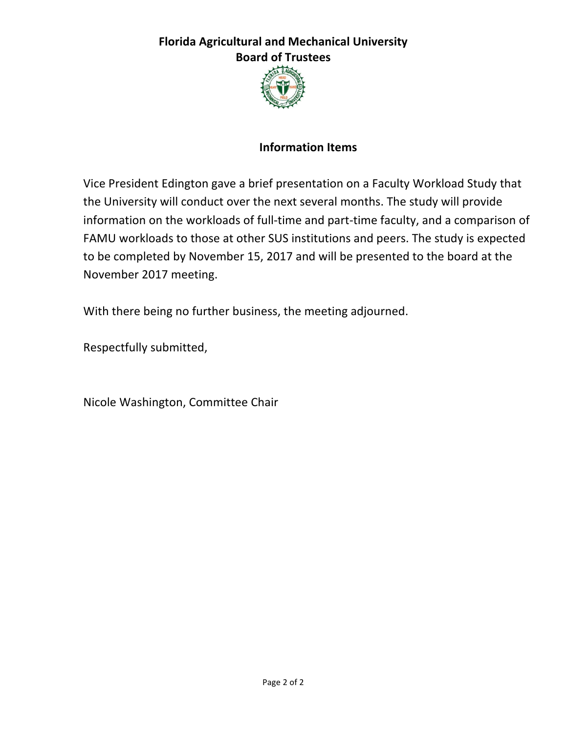**Florida Agricultural and Mechanical University**
**Board of Trustees**

## Information Items

Vice President Edington gave a brief presentation on a Faculty Workload Study that the University will conduct over the next several months. The study will provide information on the workloads of full-time and part-time faculty, and a comparison of FAMU workloads to those at other SUS institutions and peers. The study is expected to be completed by November 15, 2017 and will be presented to the board at the November 2017 meeting.

With there being no further business, the meeting adjourned.

Respectfully submitted,

Nicole Washington, Committee Chair